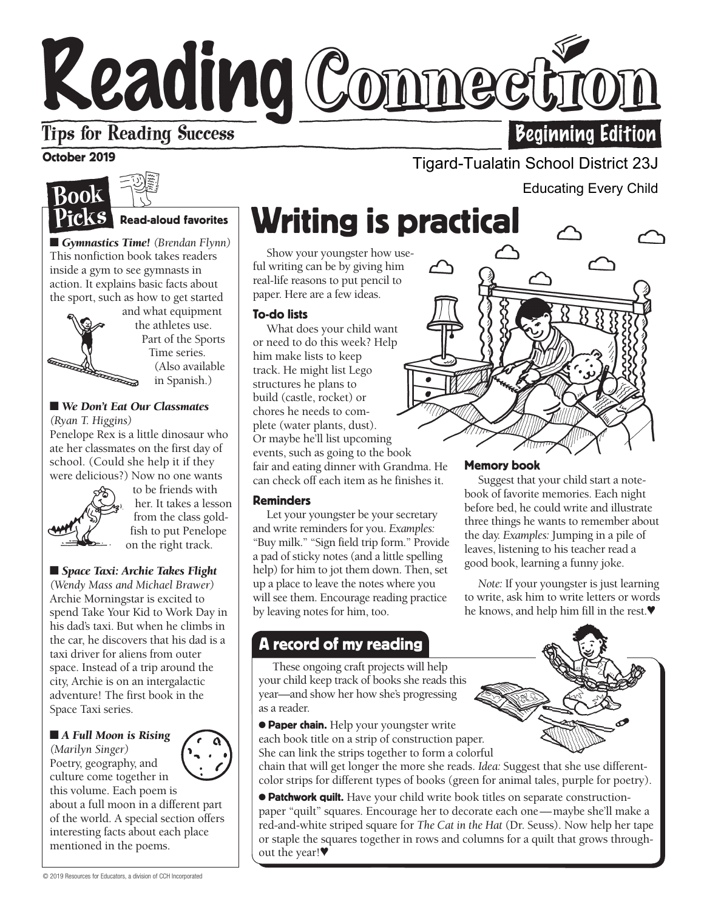# Reading Connection

Tips for Reading Success

**Beginning Edition**

**October 2019**

Tigard-Tualatin School District 23J

Educating Every Child

## Book Picks

**Read-aloud favorites**

■ ***Gymnastics Time!*** *(Brendan Flynn)*
This nonfiction book takes readers inside a gym to see gymnasts in action. It explains basic facts about the sport, such as how to get started and what equipment the athletes use. Part of the Sports Time series. (Also available in Spanish.)

■ ***We Don't Eat Our Classmates*** *(Ryan T. Higgins)*
Penelope Rex is a little dinosaur who ate her classmates on the first day of school. (Could she help it if they were delicious?) Now no one wants to be friends with her. It takes a lesson from the class goldfish to put Penelope on the right track.

■ ***Space Taxi: Archie Takes Flight*** *(Wendy Mass and Michael Brawer)*
Archie Morningstar is excited to spend Take Your Kid to Work Day in his dad's taxi. But when he climbs in the car, he discovers that his dad is a taxi driver for aliens from outer space. Instead of a trip around the city, Archie is on an intergalactic adventure! The first book in the Space Taxi series.

■ ***A Full Moon is Rising*** *(Marilyn Singer)*
Poetry, geography, and culture come together in this volume. Each poem is about a full moon in a different part of the world. A special section offers interesting facts about each place mentioned in the poems.

## Writing is practical

Show your youngster how useful writing can be by giving him real-life reasons to put pencil to paper. Here are a few ideas.

### To-do lists

What does your child want or need to do this week? Help him make lists to keep track. He might list Lego structures he plans to build (castle, rocket) or chores he needs to complete (water plants, dust). Or maybe he'll list upcoming events, such as going to the book fair and eating dinner with Grandma. He can check off each item as he finishes it.

### Reminders

Let your youngster be your secretary and write reminders for you. *Examples:* "Buy milk." "Sign field trip form." Provide a pad of sticky notes (and a little spelling help) for him to jot them down. Then, set up a place to leave the notes where you will see them. Encourage reading practice by leaving notes for him, too.

### Memory book

Suggest that your child start a notebook of favorite memories. Each night before bed, he could write and illustrate three things he wants to remember about the day. *Examples:* Jumping in a pile of leaves, listening to his teacher read a good book, learning a funny joke.

*Note:* If your youngster is just learning to write, ask him to write letters or words he knows, and help him fill in the rest.♥

## A record of my reading

These ongoing craft projects will help your child keep track of books she reads this year—and show her how she's progressing as a reader.

- **Paper chain.** Help your youngster write each book title on a strip of construction paper. She can link the strips together to form a colorful chain that will get longer the more she reads. *Idea:* Suggest that she use different-color strips for different types of books (green for animal tales, purple for poetry).
- **Patchwork quilt.** Have your child write book titles on separate construction-paper "quilt" squares. Encourage her to decorate each one—maybe she'll make a red-and-white striped square for *The Cat in the Hat* (Dr. Seuss). Now help her tape or staple the squares together in rows and columns for a quilt that grows throughout the year!♥

© 2019 Resources for Educators, a division of CCH Incorporated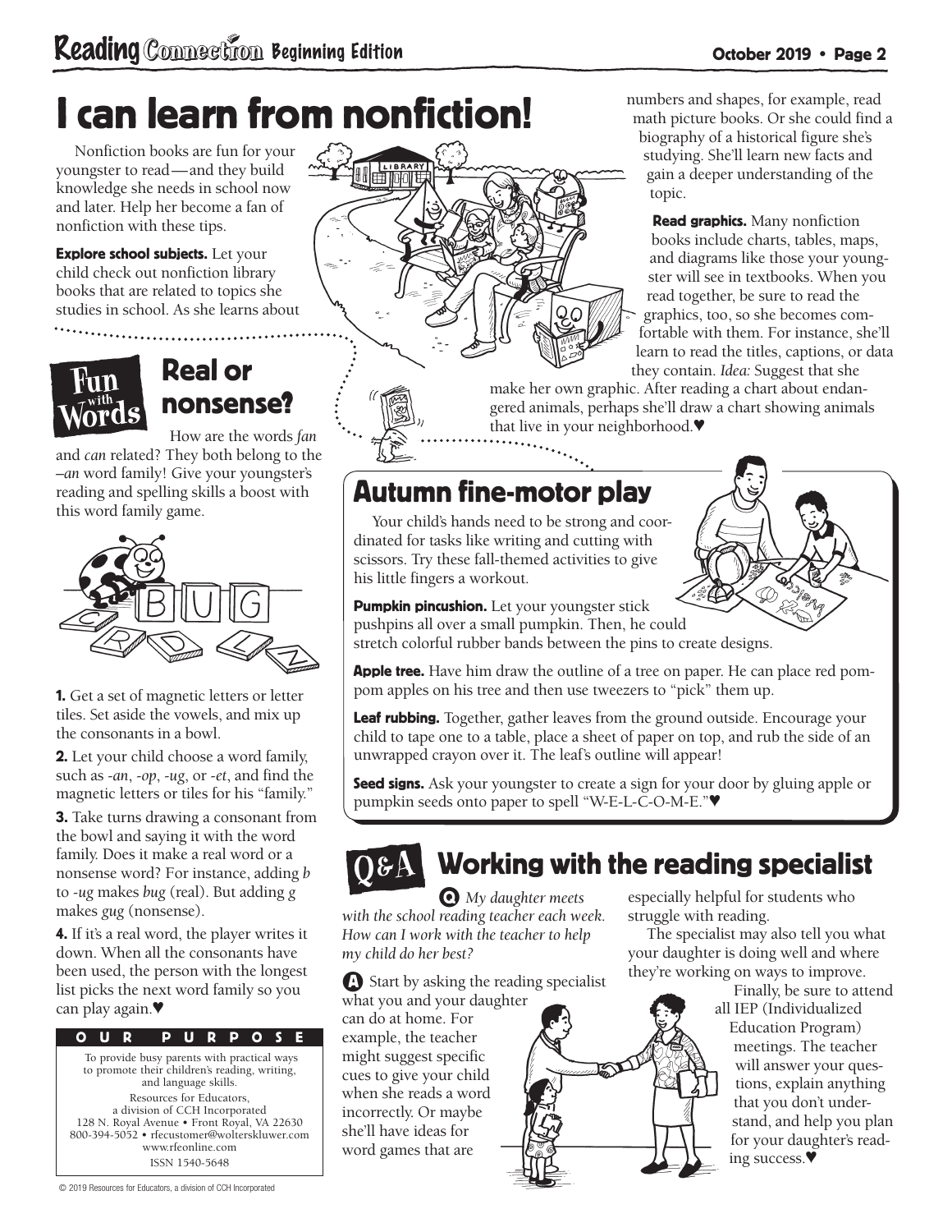# I can learn from nonfiction!

Nonfiction books are fun for your youngster to read—and they build knowledge she needs in school now and later. Help her become a fan of nonfiction with these tips.

**Explore school subjects.** Let your child check out nonfiction library books that are related to topics she studies in school. As she learns about numbers and shapes, for example, read math picture books. Or she could find a biography of a historical figure she's studying. She'll learn new facts and gain a deeper understanding of the topic.

**Read graphics.** Many nonfiction books include charts, tables, maps, and diagrams like those your youngster will see in textbooks. When you read together, be sure to read the graphics, too, so she becomes comfortable with them. For instance, she'll learn to read the titles, captions, or data they contain. *Idea:* Suggest that she make her own graphic. After reading a chart about endangered animals, perhaps she'll draw a chart showing animals that live in your neighborhood.♥

## Fun with Words: Real or nonsense?

How are the words *fan* and *can* related? They both belong to the *–an* word family! Give your youngster's reading and spelling skills a boost with this word family game.

**1.** Get a set of magnetic letters or letter tiles. Set aside the vowels, and mix up the consonants in a bowl.

**2.** Let your child choose a word family, such as *-an*, *-op*, *-ug*, or *-et*, and find the magnetic letters or tiles for his "family."

**3.** Take turns drawing a consonant from the bowl and saying it with the word family. Does it make a real word or a nonsense word? For instance, adding *b* to *-ug* makes *bug* (real). But adding *g* makes *gug* (nonsense).

**4.** If it's a real word, the player writes it down. When all the consonants have been used, the person with the longest list picks the next word family so you can play again.♥

## Autumn fine-motor play

Your child's hands need to be strong and coordinated for tasks like writing and cutting with scissors. Try these fall-themed activities to give his little fingers a workout.

**Pumpkin pincushion.** Let your youngster stick pushpins all over a small pumpkin. Then, he could stretch colorful rubber bands between the pins to create designs.

**Apple tree.** Have him draw the outline of a tree on paper. He can place red pompom apples on his tree and then use tweezers to "pick" them up.

**Leaf rubbing.** Together, gather leaves from the ground outside. Encourage your child to tape one to a table, place a sheet of paper on top, and rub the side of an unwrapped crayon over it. The leaf's outline will appear!

**Seed signs.** Ask your youngster to create a sign for your door by gluing apple or pumpkin seeds onto paper to spell "W-E-L-C-O-M-E."♥

## Q&A: Working with the reading specialist

**Q** *My daughter meets with the school reading teacher each week. How can I work with the teacher to help my child do her best?*

**A** Start by asking the reading specialist what you and your daughter can do at home. For example, the teacher might suggest specific cues to give your child when she reads a word incorrectly. Or maybe she'll have ideas for word games that are especially helpful for students who struggle with reading.

The specialist may also tell you what your daughter is doing well and where they're working on ways to improve.

Finally, be sure to attend all IEP (Individualized Education Program) meetings. The teacher will answer your questions, explain anything that you don't understand, and help you plan for your daughter's reading success.♥

---

**OUR PURPOSE**

To provide busy parents with practical ways to promote their children's reading, writing, and language skills.

Resources for Educators, a division of CCH Incorporated
128 N. Royal Avenue • Front Royal, VA 22630
800-394-5052 • rfecustomer@wolterskluwer.com
www.rfeonline.com
ISSN 1540-5648

© 2019 Resources for Educators, a division of CCH Incorporated